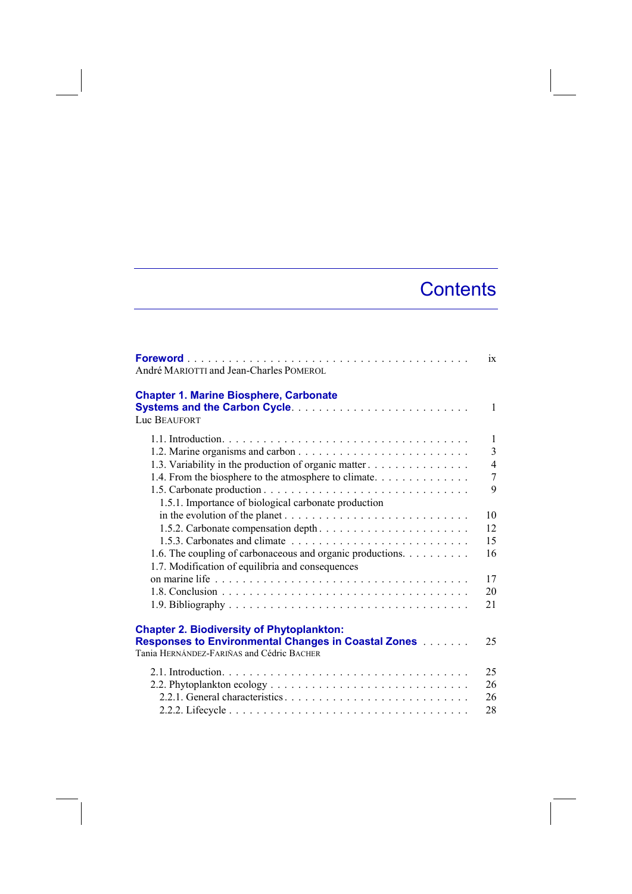# Contents

**Foreword** . . . . . . . . . . . . . . . . . . . . . . . . . . . . . . . . . . . . . . . . ix
André MARIOTTI and Jean-Charles POMEROL

**Chapter 1. Marine Biosphere, Carbonate Systems and the Carbon Cycle** . . . . . . . . . . . . . . . . . . . . . . . . . 1
Luc BEAUFORT

1.1. Introduction . . . . . . . . . . . . . . . . . . . . . . . . . . . . . . . . . . . 1
1.2. Marine organisms and carbon . . . . . . . . . . . . . . . . . . . . . . . . 3
1.3. Variability in the production of organic matter . . . . . . . . . . . . . . . 4
1.4. From the biosphere to the atmosphere to climate . . . . . . . . . . . . . 7
1.5. Carbonate production . . . . . . . . . . . . . . . . . . . . . . . . . . . . . 9
1.5.1. Importance of biological carbonate production in the evolution of the planet . . . . . . . . . . . . . . . . . . . . . . . . . . 10
1.5.2. Carbonate compensation depth . . . . . . . . . . . . . . . . . . . . . 12
1.5.3. Carbonates and climate . . . . . . . . . . . . . . . . . . . . . . . . . 15
1.6. The coupling of carbonaceous and organic productions . . . . . . . . . 16
1.7. Modification of equilibria and consequences on marine life . . . . . . . . . . . . . . . . . . . . . . . . . . . . . . . . . . . 17
1.8. Conclusion . . . . . . . . . . . . . . . . . . . . . . . . . . . . . . . . . . . 20
1.9. Bibliography . . . . . . . . . . . . . . . . . . . . . . . . . . . . . . . . . . 21

**Chapter 2. Biodiversity of Phytoplankton: Responses to Environmental Changes in Coastal Zones** . . . . . . . 25
Tania HERNÁNDEZ-FARIÑAS and Cédric BACHER

2.1. Introduction . . . . . . . . . . . . . . . . . . . . . . . . . . . . . . . . . . . 25
2.2. Phytoplankton ecology . . . . . . . . . . . . . . . . . . . . . . . . . . . . . 26
2.2.1. General characteristics . . . . . . . . . . . . . . . . . . . . . . . . . . 26
2.2.2. Lifecycle . . . . . . . . . . . . . . . . . . . . . . . . . . . . . . . . . . 28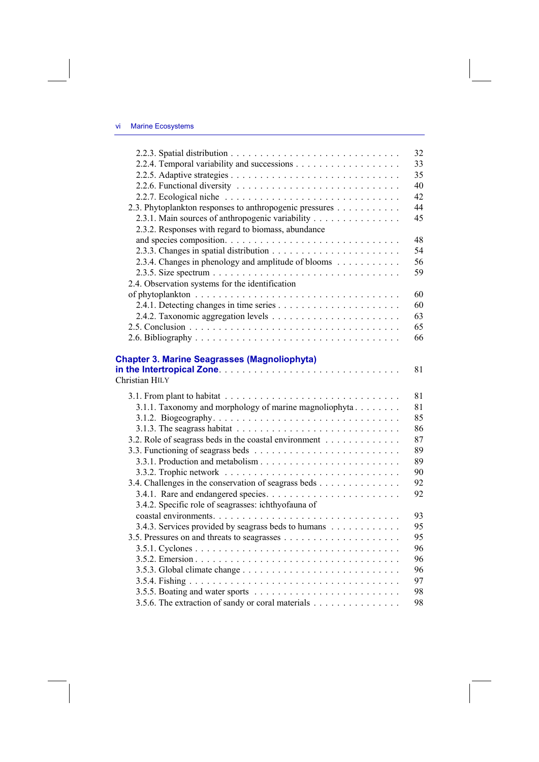2.2.3. Spatial distribution . . . . . . . . . . . . . . . . . . . . . . . . . . . . 32
2.2.4. Temporal variability and successions . . . . . . . . . . . . . . . . . . 33
2.2.5. Adaptive strategies . . . . . . . . . . . . . . . . . . . . . . . . . . . . 35
2.2.6. Functional diversity . . . . . . . . . . . . . . . . . . . . . . . . . . . 40
2.2.7. Ecological niche . . . . . . . . . . . . . . . . . . . . . . . . . . . . . 42
2.3. Phytoplankton responses to anthropogenic pressures . . . . . . . . . . . 44
2.3.1. Main sources of anthropogenic variability . . . . . . . . . . . . . . . 45
2.3.2. Responses with regard to biomass, abundance and species composition. . . . . . . . . . . . . . . . . . . . . . . . . . . . . 48
2.3.3. Changes in spatial distribution . . . . . . . . . . . . . . . . . . . . . . 54
2.3.4. Changes in phenology and amplitude of blooms . . . . . . . . . . . 56
2.3.5. Size spectrum . . . . . . . . . . . . . . . . . . . . . . . . . . . . . . . 59
2.4. Observation systems for the identification of phytoplankton . . . . . . . . . . . . . . . . . . . . . . . . . . . . . . . . . 60
2.4.1. Detecting changes in time series . . . . . . . . . . . . . . . . . . . . . 60
2.4.2. Taxonomic aggregation levels . . . . . . . . . . . . . . . . . . . . . . 63
2.5. Conclusion . . . . . . . . . . . . . . . . . . . . . . . . . . . . . . . . . . 65
2.6. Bibliography . . . . . . . . . . . . . . . . . . . . . . . . . . . . . . . . . 66

**Chapter 3. Marine Seagrasses (Magnoliophyta) in the Intertropical Zone** . . . . . . . . . . . . . . . . . . . . . . . . . . . . . 81
Christian HILY

3.1. From plant to habitat . . . . . . . . . . . . . . . . . . . . . . . . . . . . . 81
3.1.1. Taxonomy and morphology of marine magnoliophyta . . . . . . . . 81
3.1.2. Biogeography. . . . . . . . . . . . . . . . . . . . . . . . . . . . . . . . 85
3.1.3. The seagrass habitat . . . . . . . . . . . . . . . . . . . . . . . . . . . . 86
3.2. Role of seagrass beds in the coastal environment . . . . . . . . . . . . . 87
3.3. Functioning of seagrass beds . . . . . . . . . . . . . . . . . . . . . . . . . 89
3.3.1. Production and metabolism . . . . . . . . . . . . . . . . . . . . . . . . 89
3.3.2. Trophic network . . . . . . . . . . . . . . . . . . . . . . . . . . . . . . 90
3.4. Challenges in the conservation of seagrass beds . . . . . . . . . . . . . . 92
3.4.1. Rare and endangered species. . . . . . . . . . . . . . . . . . . . . . . 92
3.4.2. Specific role of seagrasses: ichthyofauna of coastal environments. . . . . . . . . . . . . . . . . . . . . . . . . . . . . . 93
3.4.3. Services provided by seagrass beds to humans . . . . . . . . . . . . 95
3.5. Pressures on and threats to seagrasses . . . . . . . . . . . . . . . . . . . . 95
3.5.1. Cyclones . . . . . . . . . . . . . . . . . . . . . . . . . . . . . . . . . . 96
3.5.2. Emersion . . . . . . . . . . . . . . . . . . . . . . . . . . . . . . . . . . 96
3.5.3. Global climate change . . . . . . . . . . . . . . . . . . . . . . . . . . . 96
3.5.4. Fishing . . . . . . . . . . . . . . . . . . . . . . . . . . . . . . . . . . . 97
3.5.5. Boating and water sports . . . . . . . . . . . . . . . . . . . . . . . . . 98
3.5.6. The extraction of sandy or coral materials . . . . . . . . . . . . . . . 98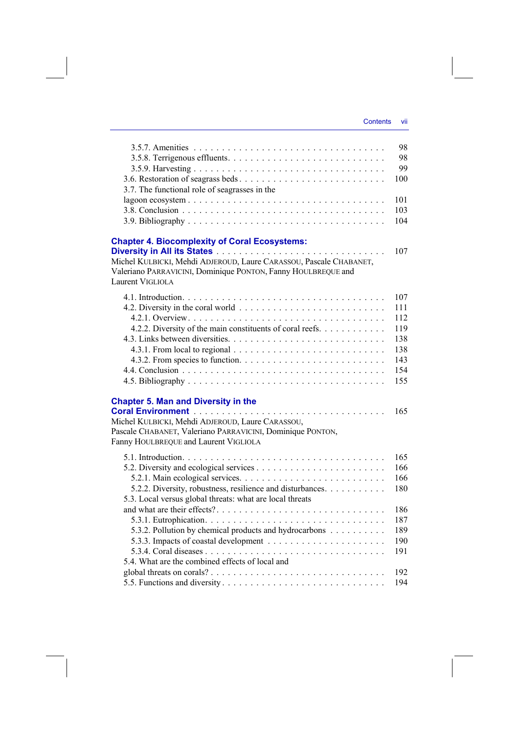3.5.7. Amenities . . . . . . . . . . . . . . . . . . . . . . . . . . . . . . . . . 98
3.5.8. Terrigenous effluents. . . . . . . . . . . . . . . . . . . . . . . . . . 98
3.5.9. Harvesting . . . . . . . . . . . . . . . . . . . . . . . . . . . . . . . . 99
3.6. Restoration of seagrass beds . . . . . . . . . . . . . . . . . . . . . . . . . 100
3.7. The functional role of seagrasses in the lagoon ecosystem . . . . . . . . . . . . . . . . . . . . . . . . . . . . . . . . . 101
3.8. Conclusion . . . . . . . . . . . . . . . . . . . . . . . . . . . . . . . . . 103
3.9. Bibliography . . . . . . . . . . . . . . . . . . . . . . . . . . . . . . . . 104

**Chapter 4. Biocomplexity of Coral Ecosystems: Diversity in All its States** . . . . . . . . . . . . . . . . . . . . . . . . . . . . . 107
Michel KULBICKI, Mehdi ADJEROUD, Laure CARASSOU, Pascale CHABANET, Valeriano PARRAVICINI, Dominique PONTON, Fanny HOULBREQUE and Laurent VIGLIOLA

4.1. Introduction. . . . . . . . . . . . . . . . . . . . . . . . . . . . . . . . . 107
4.2. Diversity in the coral world . . . . . . . . . . . . . . . . . . . . . . . . 111
4.2.1. Overview. . . . . . . . . . . . . . . . . . . . . . . . . . . . . . . . . 112
4.2.2. Diversity of the main constituents of coral reefs. . . . . . . . . . . . 119
4.3. Links between diversities. . . . . . . . . . . . . . . . . . . . . . . . . . 138
4.3.1. From local to regional . . . . . . . . . . . . . . . . . . . . . . . . . 138
4.3.2. From species to function. . . . . . . . . . . . . . . . . . . . . . . . 143
4.4. Conclusion . . . . . . . . . . . . . . . . . . . . . . . . . . . . . . . . . 154
4.5. Bibliography . . . . . . . . . . . . . . . . . . . . . . . . . . . . . . . . 155

**Chapter 5. Man and Diversity in the Coral Environment** . . . . . . . . . . . . . . . . . . . . . . . . . . . . . . . . . 165
Michel KULBICKI, Mehdi ADJEROUD, Laure CARASSOU, Pascale CHABANET, Valeriano PARRAVICINI, Dominique PONTON, Fanny HOULBREQUE and Laurent VIGLIOLA

5.1. Introduction. . . . . . . . . . . . . . . . . . . . . . . . . . . . . . . . . 165
5.2. Diversity and ecological services . . . . . . . . . . . . . . . . . . . . . 166
5.2.1. Main ecological services. . . . . . . . . . . . . . . . . . . . . . . . 166
5.2.2. Diversity, robustness, resilience and disturbances. . . . . . . . . . . 180
5.3. Local versus global threats: what are local threats and what are their effects? . . . . . . . . . . . . . . . . . . . . . . . . . . . . 186
5.3.1. Eutrophication. . . . . . . . . . . . . . . . . . . . . . . . . . . . . . 187
5.3.2. Pollution by chemical products and hydrocarbons . . . . . . . . . . 189
5.3.3. Impacts of coastal development . . . . . . . . . . . . . . . . . . . . 190
5.3.4. Coral diseases . . . . . . . . . . . . . . . . . . . . . . . . . . . . . . 191
5.4. What are the combined effects of local and global threats on corals? . . . . . . . . . . . . . . . . . . . . . . . . . . . . . . 192
5.5. Functions and diversity . . . . . . . . . . . . . . . . . . . . . . . . . . . 194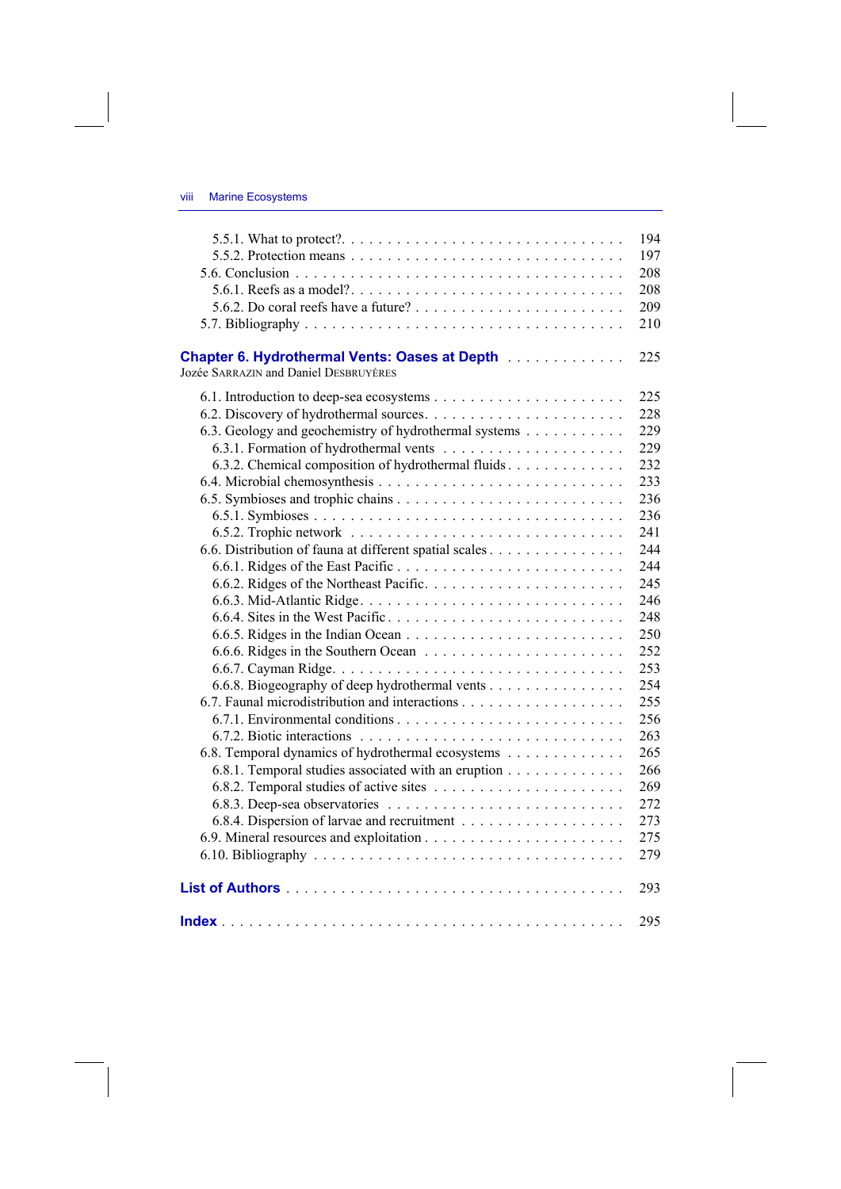5.5.1. What to protect? . . . 194
5.5.2. Protection means . . . 197
5.6. Conclusion . . . 208
5.6.1. Reefs as a model? . . . 208
5.6.2. Do coral reefs have a future? . . . 209
5.7. Bibliography . . . 210

**Chapter 6. Hydrothermal Vents: Oases at Depth** . . . 225
Jozée SARRAZIN and Daniel DESBRUYÈRES

6.1. Introduction to deep-sea ecosystems . . . 225
6.2. Discovery of hydrothermal sources . . . 228
6.3. Geology and geochemistry of hydrothermal systems . . . 229
6.3.1. Formation of hydrothermal vents . . . 229
6.3.2. Chemical composition of hydrothermal fluids . . . 232
6.4. Microbial chemosynthesis . . . 233
6.5. Symbioses and trophic chains . . . 236
6.5.1. Symbioses . . . 236
6.5.2. Trophic network . . . 241
6.6. Distribution of fauna at different spatial scales . . . 244
6.6.1. Ridges of the East Pacific . . . 244
6.6.2. Ridges of the Northeast Pacific . . . 245
6.6.3. Mid-Atlantic Ridge . . . 246
6.6.4. Sites in the West Pacific . . . 248
6.6.5. Ridges in the Indian Ocean . . . 250
6.6.6. Ridges in the Southern Ocean . . . 252
6.6.7. Cayman Ridge . . . 253
6.6.8. Biogeography of deep hydrothermal vents . . . 254
6.7. Faunal microdistribution and interactions . . . 255
6.7.1. Environmental conditions . . . 256
6.7.2. Biotic interactions . . . 263
6.8. Temporal dynamics of hydrothermal ecosystems . . . 265
6.8.1. Temporal studies associated with an eruption . . . 266
6.8.2. Temporal studies of active sites . . . 269
6.8.3. Deep-sea observatories . . . 272
6.8.4. Dispersion of larvae and recruitment . . . 273
6.9. Mineral resources and exploitation . . . 275
6.10. Bibliography . . . 279

**List of Authors** . . . 293

**Index** . . . 295